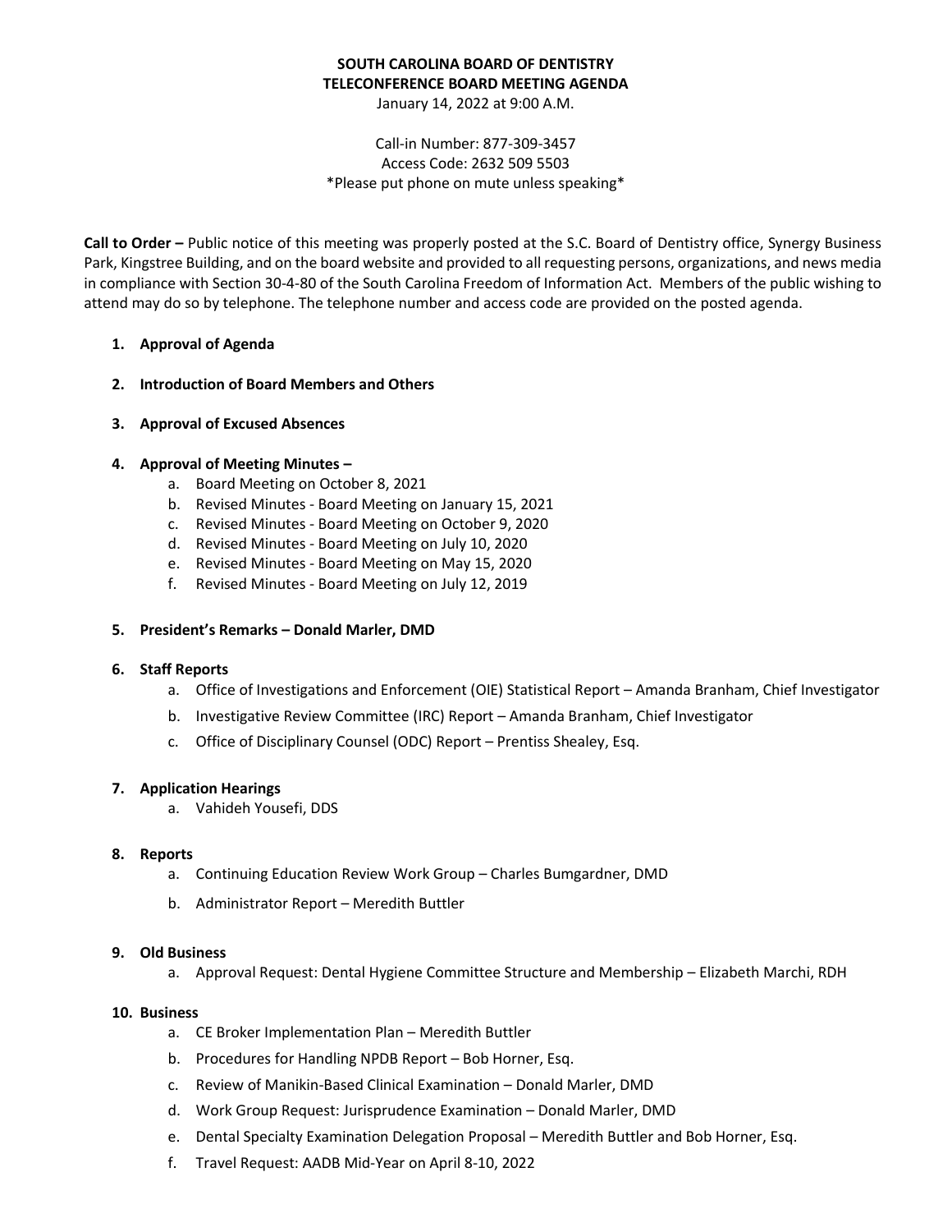# SOUTH CAROLINA BOARD OF DENTISTRY
## TELECONFERENCE BOARD MEETING AGENDA

January 14, 2022 at 9:00 A.M.

Call-in Number: 877-309-3457
Access Code: 2632 509 5503
*Please put phone on mute unless speaking*

**Call to Order –** Public notice of this meeting was properly posted at the S.C. Board of Dentistry office, Synergy Business Park, Kingstree Building, and on the board website and provided to all requesting persons, organizations, and news media in compliance with Section 30-4-80 of the South Carolina Freedom of Information Act. Members of the public wishing to attend may do so by telephone. The telephone number and access code are provided on the posted agenda.

1. **Approval of Agenda**

2. **Introduction of Board Members and Others**

3. **Approval of Excused Absences**

4. **Approval of Meeting Minutes –**
    a. Board Meeting on October 8, 2021
    b. Revised Minutes - Board Meeting on January 15, 2021
    c. Revised Minutes - Board Meeting on October 9, 2020
    d. Revised Minutes - Board Meeting on July 10, 2020
    e. Revised Minutes - Board Meeting on May 15, 2020
    f. Revised Minutes - Board Meeting on July 12, 2019

5. **President's Remarks – Donald Marler, DMD**

6. **Staff Reports**
    a. Office of Investigations and Enforcement (OIE) Statistical Report – Amanda Branham, Chief Investigator
    b. Investigative Review Committee (IRC) Report – Amanda Branham, Chief Investigator
    c. Office of Disciplinary Counsel (ODC) Report – Prentiss Shealey, Esq.

7. **Application Hearings**
    a. Vahideh Yousefi, DDS

8. **Reports**
    a. Continuing Education Review Work Group – Charles Bumgardner, DMD
    b. Administrator Report – Meredith Buttler

9. **Old Business**
    a. Approval Request: Dental Hygiene Committee Structure and Membership – Elizabeth Marchi, RDH

10. **Business**
    a. CE Broker Implementation Plan – Meredith Buttler
    b. Procedures for Handling NPDB Report – Bob Horner, Esq.
    c. Review of Manikin-Based Clinical Examination – Donald Marler, DMD
    d. Work Group Request: Jurisprudence Examination – Donald Marler, DMD
    e. Dental Specialty Examination Delegation Proposal – Meredith Buttler and Bob Horner, Esq.
    f. Travel Request: AADB Mid-Year on April 8-10, 2022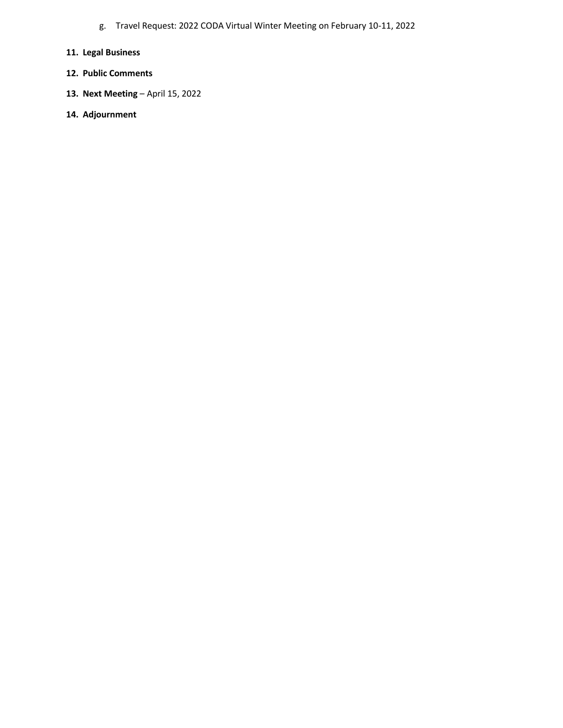g. Travel Request: 2022 CODA Virtual Winter Meeting on February 10-11, 2022

11. **Legal Business**

12. **Public Comments**

13. **Next Meeting** – April 15, 2022

14. **Adjournment**